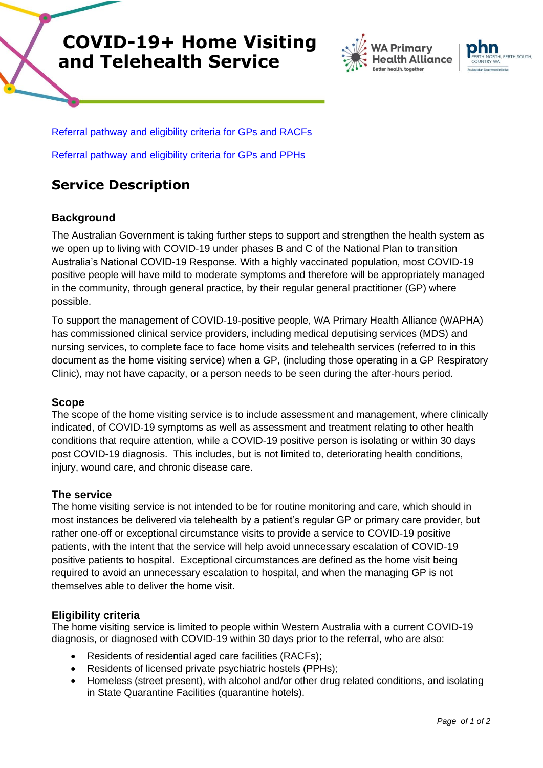# COVID-19+ Home Visiting and Telehealth Service

[Referral pathway and eligibility criteria for GPs and RACFs]

[Referral pathway and eligibility criteria for GPs and PPHs]

## Service Description

### Background

The Australian Government is taking further steps to support and strengthen the health system as we open up to living with COVID-19 under phases B and C of the National Plan to transition Australia's National COVID-19 Response. With a highly vaccinated population, most COVID-19 positive people will have mild to moderate symptoms and therefore will be appropriately managed in the community, through general practice, by their regular general practitioner (GP) where possible.

To support the management of COVID-19-positive people, WA Primary Health Alliance (WAPHA) has commissioned clinical service providers, including medical deputising services (MDS) and nursing services, to complete face to face home visits and telehealth services (referred to in this document as the home visiting service) when a GP, (including those operating in a GP Respiratory Clinic), may not have capacity, or a person needs to be seen during the after-hours period.

### Scope

The scope of the home visiting service is to include assessment and management, where clinically indicated, of COVID-19 symptoms as well as assessment and treatment relating to other health conditions that require attention, while a COVID-19 positive person is isolating or within 30 days post COVID-19 diagnosis. This includes, but is not limited to, deteriorating health conditions, injury, wound care, and chronic disease care.

### The service

The home visiting service is not intended to be for routine monitoring and care, which should in most instances be delivered via telehealth by a patient's regular GP or primary care provider, but rather one-off or exceptional circumstance visits to provide a service to COVID-19 positive patients, with the intent that the service will help avoid unnecessary escalation of COVID-19 positive patients to hospital. Exceptional circumstances are defined as the home visit being required to avoid an unnecessary escalation to hospital, and when the managing GP is not themselves able to deliver the home visit.

### Eligibility criteria

The home visiting service is limited to people within Western Australia with a current COVID-19 diagnosis, or diagnosed with COVID-19 within 30 days prior to the referral, who are also:

- Residents of residential aged care facilities (RACFs);
- Residents of licensed private psychiatric hostels (PPHs);
- Homeless (street present), with alcohol and/or other drug related conditions, and isolating in State Quarantine Facilities (quarantine hotels).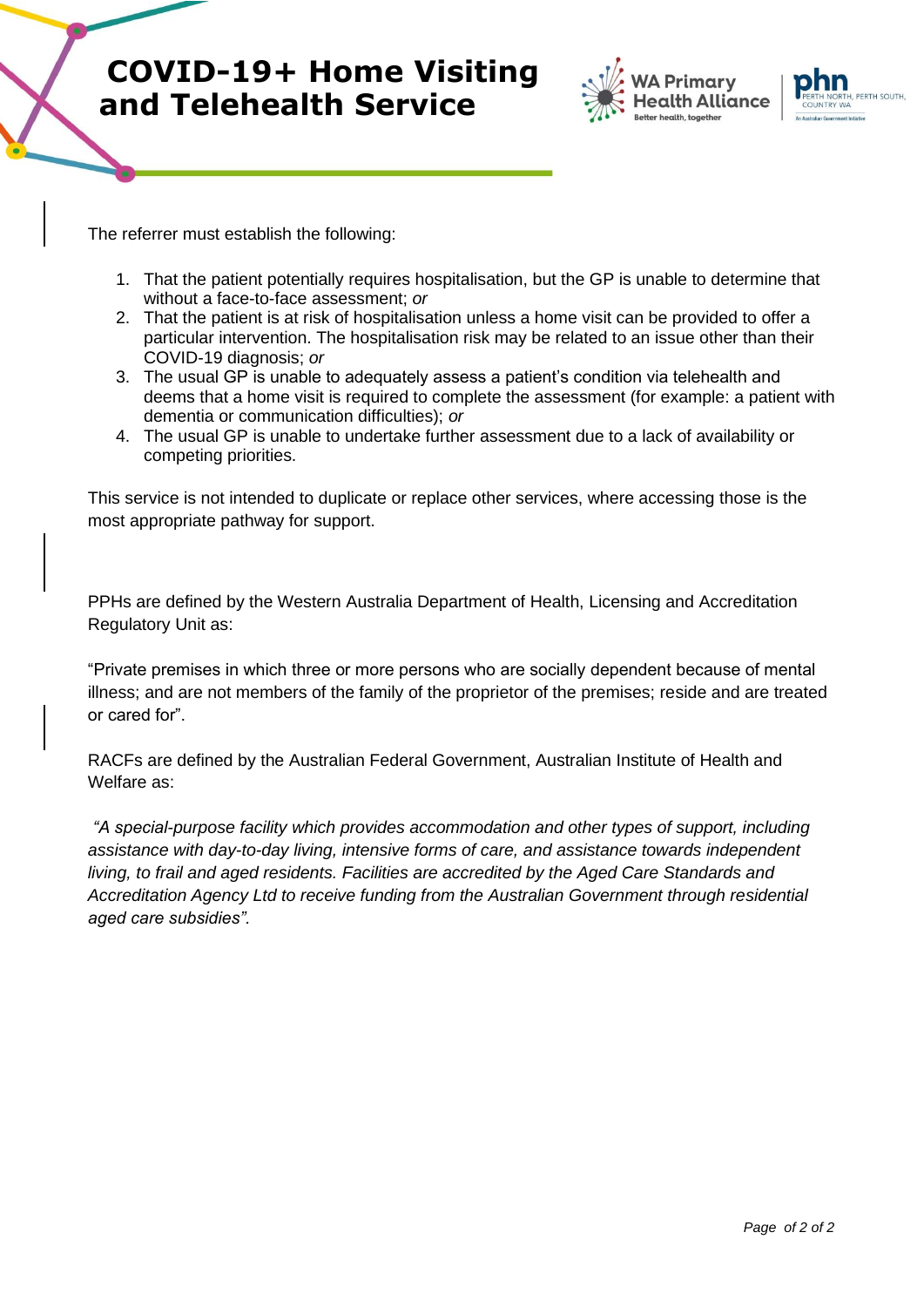The referrer must establish the following:

1. That the patient potentially requires hospitalisation, but the GP is unable to determine that without a face-to-face assessment; *or*
2. That the patient is at risk of hospitalisation unless a home visit can be provided to offer a particular intervention. The hospitalisation risk may be related to an issue other than their COVID-19 diagnosis; *or*
3. The usual GP is unable to adequately assess a patient's condition via telehealth and deems that a home visit is required to complete the assessment (for example: a patient with dementia or communication difficulties); *or*
4. The usual GP is unable to undertake further assessment due to a lack of availability or competing priorities.

This service is not intended to duplicate or replace other services, where accessing those is the most appropriate pathway for support.

PPHs are defined by the Western Australia Department of Health, Licensing and Accreditation Regulatory Unit as:

"Private premises in which three or more persons who are socially dependent because of mental illness; and are not members of the family of the proprietor of the premises; reside and are treated or cared for".

RACFs are defined by the Australian Federal Government, Australian Institute of Health and Welfare as:

*"A special-purpose facility which provides accommodation and other types of support, including assistance with day-to-day living, intensive forms of care, and assistance towards independent living, to frail and aged residents. Facilities are accredited by the Aged Care Standards and Accreditation Agency Ltd to receive funding from the Australian Government through residential aged care subsidies".*